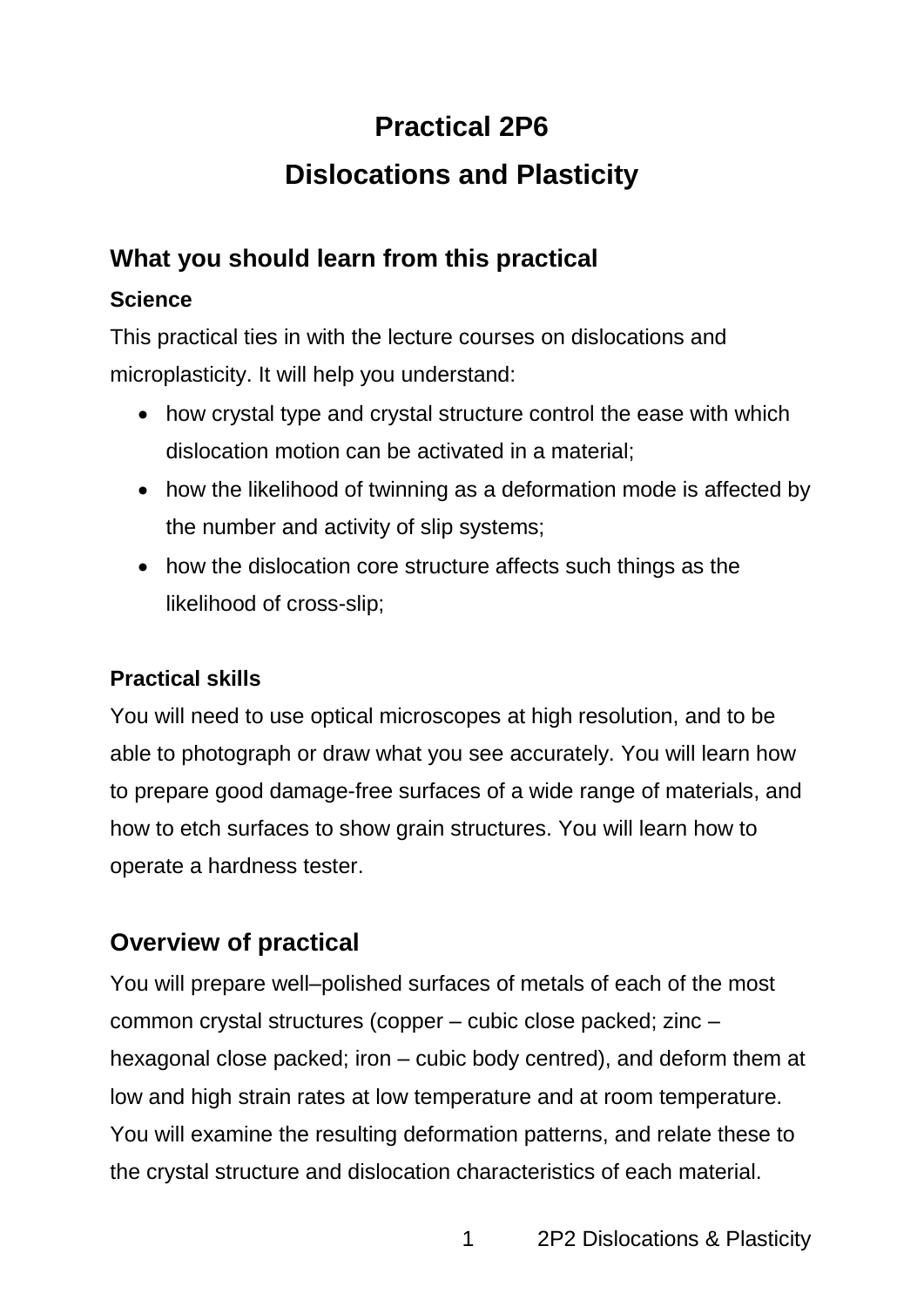# Practical 2P6

# Dislocations and Plasticity

## What you should learn from this practical

### Science

This practical ties in with the lecture courses on dislocations and microplasticity. It will help you understand:

- how crystal type and crystal structure control the ease with which dislocation motion can be activated in a material;
- how the likelihood of twinning as a deformation mode is affected by the number and activity of slip systems;
- how the dislocation core structure affects such things as the likelihood of cross-slip;

### Practical skills

You will need to use optical microscopes at high resolution, and to be able to photograph or draw what you see accurately. You will learn how to prepare good damage-free surfaces of a wide range of materials, and how to etch surfaces to show grain structures. You will learn how to operate a hardness tester.

## Overview of practical

You will prepare well–polished surfaces of metals of each of the most common crystal structures (copper – cubic close packed; zinc – hexagonal close packed; iron – cubic body centred), and deform them at low and high strain rates at low temperature and at room temperature. You will examine the resulting deformation patterns, and relate these to the crystal structure and dislocation characteristics of each material.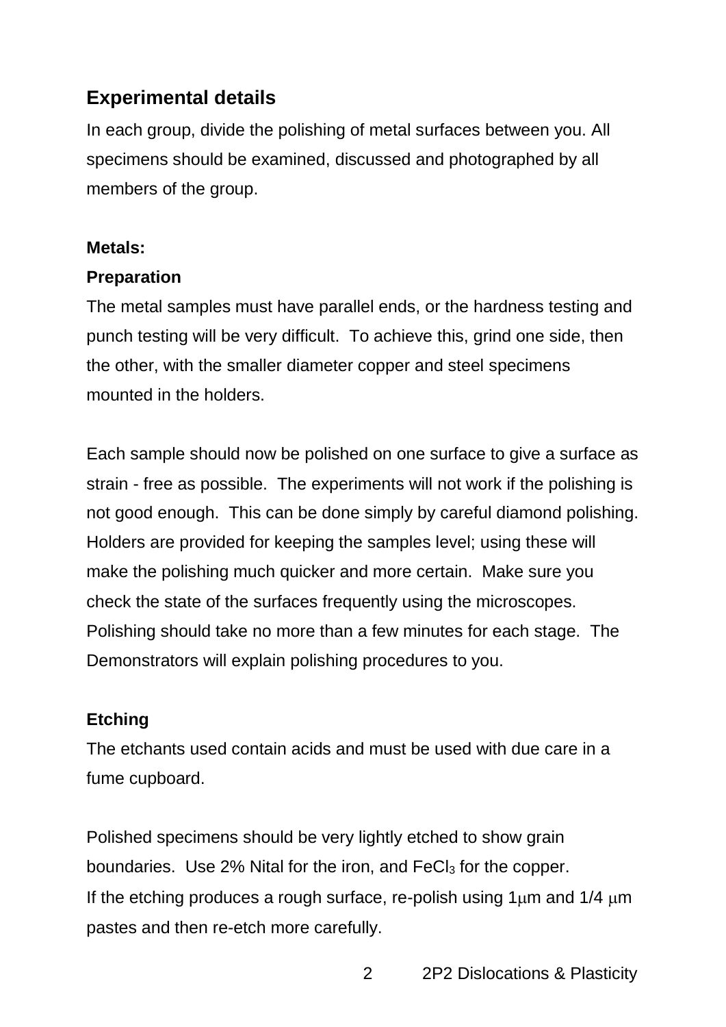## Experimental details

In each group, divide the polishing of metal surfaces between you. All specimens should be examined, discussed and photographed by all members of the group.

**Metals:**

**Preparation**

The metal samples must have parallel ends, or the hardness testing and punch testing will be very difficult. To achieve this, grind one side, then the other, with the smaller diameter copper and steel specimens mounted in the holders.

Each sample should now be polished on one surface to give a surface as strain - free as possible. The experiments will not work if the polishing is not good enough. This can be done simply by careful diamond polishing. Holders are provided for keeping the samples level; using these will make the polishing much quicker and more certain. Make sure you check the state of the surfaces frequently using the microscopes. Polishing should take no more than a few minutes for each stage. The Demonstrators will explain polishing procedures to you.

**Etching**

The etchants used contain acids and must be used with due care in a fume cupboard.

Polished specimens should be very lightly etched to show grain boundaries. Use 2% Nital for the iron, and $FeCl_3$ for the copper. If the etching produces a rough surface, re-polish using 1$\mu$m and 1/4 $\mu$m pastes and then re-etch more carefully.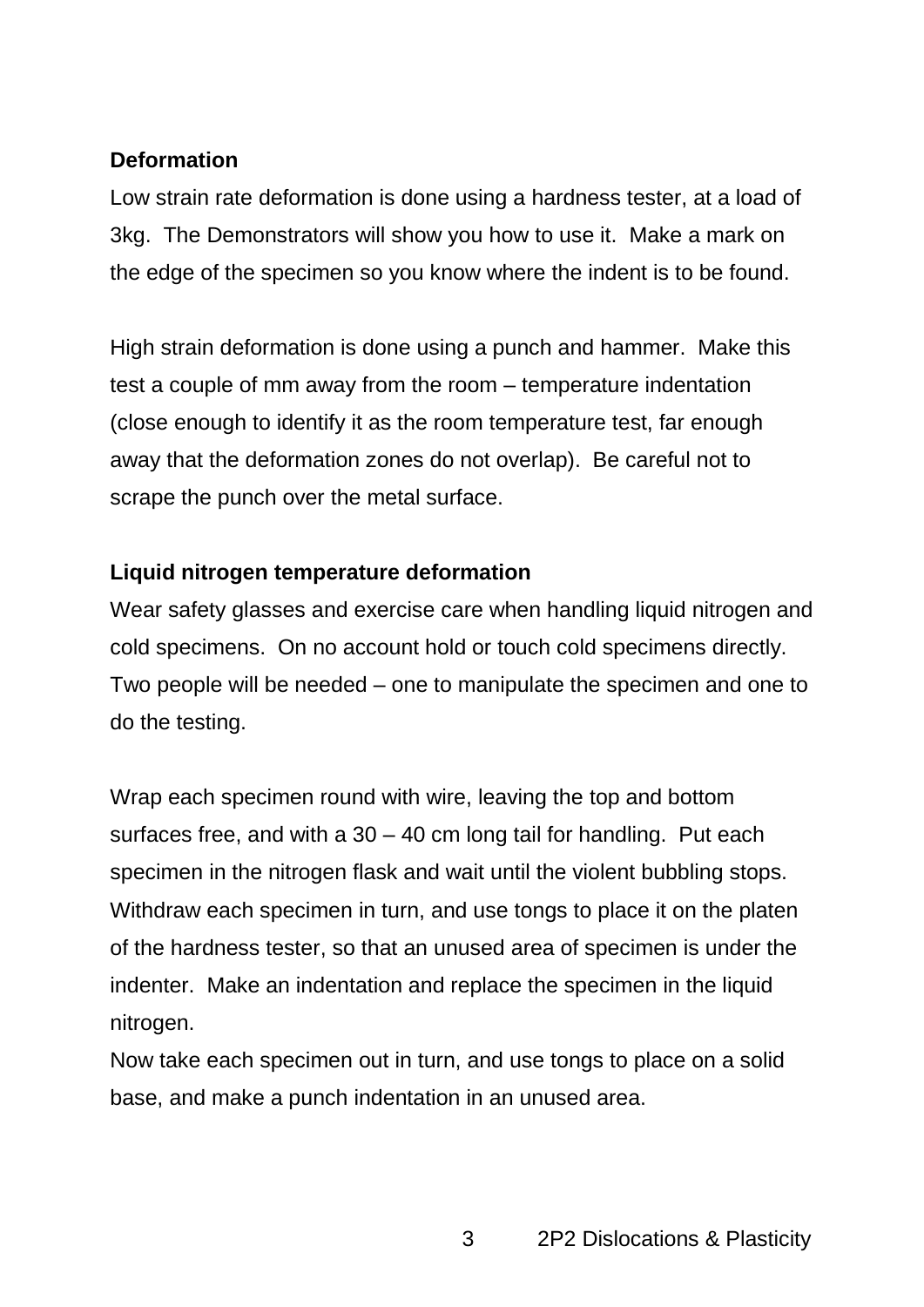**Deformation**

Low strain rate deformation is done using a hardness tester, at a load of 3kg. The Demonstrators will show you how to use it. Make a mark on the edge of the specimen so you know where the indent is to be found.

High strain deformation is done using a punch and hammer. Make this test a couple of mm away from the room – temperature indentation (close enough to identify it as the room temperature test, far enough away that the deformation zones do not overlap). Be careful not to scrape the punch over the metal surface.

**Liquid nitrogen temperature deformation**

Wear safety glasses and exercise care when handling liquid nitrogen and cold specimens. On no account hold or touch cold specimens directly. Two people will be needed – one to manipulate the specimen and one to do the testing.

Wrap each specimen round with wire, leaving the top and bottom surfaces free, and with a 30 – 40 cm long tail for handling. Put each specimen in the nitrogen flask and wait until the violent bubbling stops. Withdraw each specimen in turn, and use tongs to place it on the platen of the hardness tester, so that an unused area of specimen is under the indenter. Make an indentation and replace the specimen in the liquid nitrogen.

Now take each specimen out in turn, and use tongs to place on a solid base, and make a punch indentation in an unused area.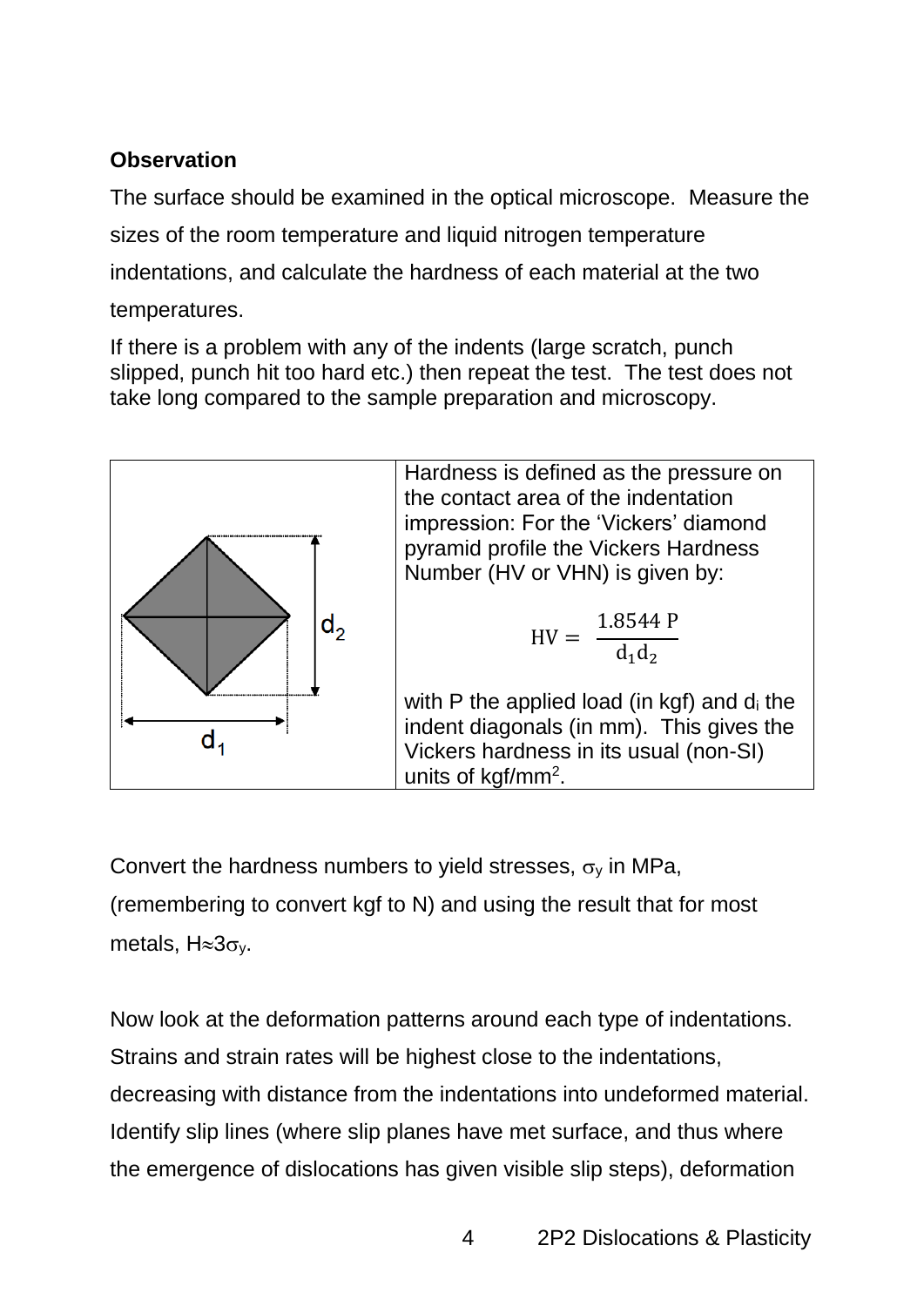**Observation**

The surface should be examined in the optical microscope. Measure the sizes of the room temperature and liquid nitrogen temperature indentations, and calculate the hardness of each material at the two temperatures.

If there is a problem with any of the indents (large scratch, punch slipped, punch hit too hard etc.) then repeat the test. The test does not take long compared to the sample preparation and microscopy.

| | Hardness is defined as the pressure on the contact area of the indentation impression: For the 'Vickers' diamond pyramid profile the Vickers Hardness Number (HV or VHN) is given by: $$\mathrm{HV} = \frac{1.8544\ \mathrm{P}}{\mathrm{d_1 d_2}}$$ with P the applied load (in kgf) and $d_i$ the indent diagonals (in mm). This gives the Vickers hardness in its usual (non-SI) units of kgf/mm$^2$. |
|---|---|

Convert the hardness numbers to yield stresses, $\sigma_y$ in MPa, (remembering to convert kgf to N) and using the result that for most metals, $H \approx 3\sigma_y$.

Now look at the deformation patterns around each type of indentations. Strains and strain rates will be highest close to the indentations, decreasing with distance from the indentations into undeformed material. Identify slip lines (where slip planes have met surface, and thus where the emergence of dislocations has given visible slip steps), deformation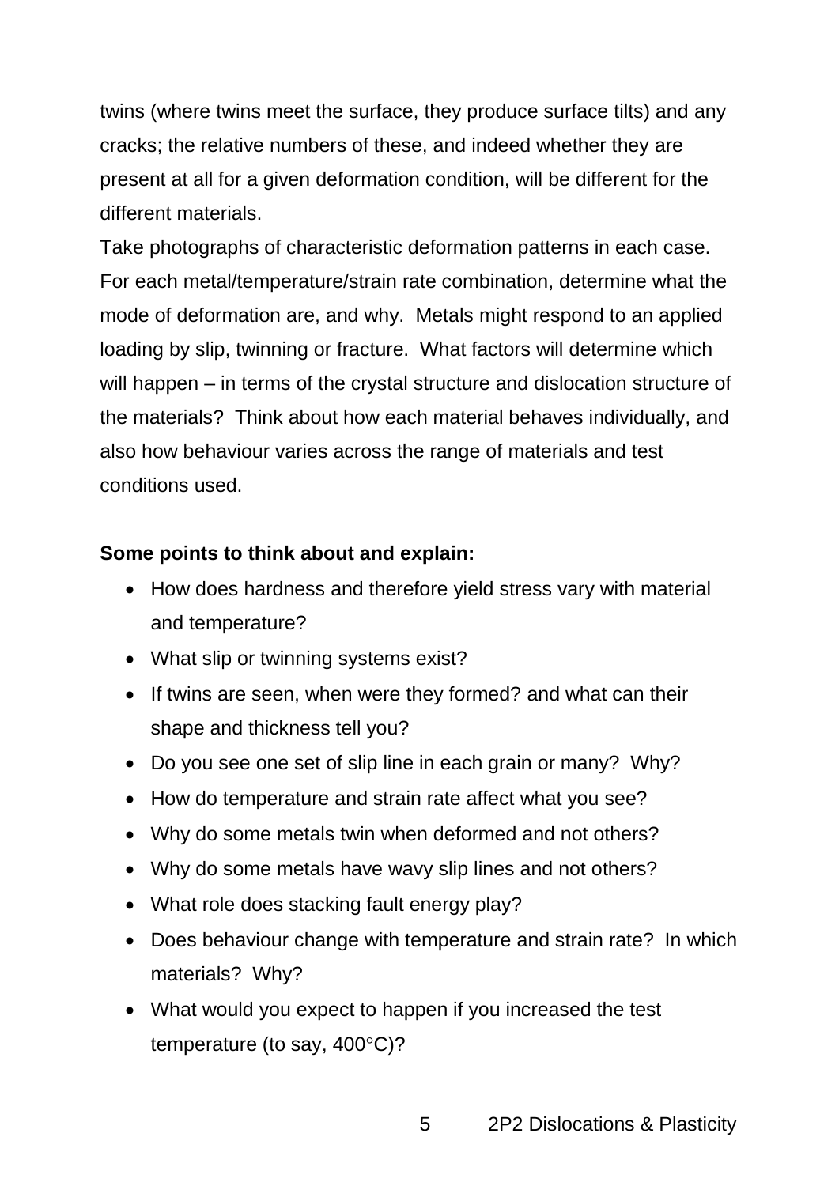twins (where twins meet the surface, they produce surface tilts) and any cracks; the relative numbers of these, and indeed whether they are present at all for a given deformation condition, will be different for the different materials.

Take photographs of characteristic deformation patterns in each case. For each metal/temperature/strain rate combination, determine what the mode of deformation are, and why. Metals might respond to an applied loading by slip, twinning or fracture. What factors will determine which will happen – in terms of the crystal structure and dislocation structure of the materials? Think about how each material behaves individually, and also how behaviour varies across the range of materials and test conditions used.

**Some points to think about and explain:**

- How does hardness and therefore yield stress vary with material and temperature?
- What slip or twinning systems exist?
- If twins are seen, when were they formed? and what can their shape and thickness tell you?
- Do you see one set of slip line in each grain or many? Why?
- How do temperature and strain rate affect what you see?
- Why do some metals twin when deformed and not others?
- Why do some metals have wavy slip lines and not others?
- What role does stacking fault energy play?
- Does behaviour change with temperature and strain rate? In which materials? Why?
- What would you expect to happen if you increased the test temperature (to say, 400°C)?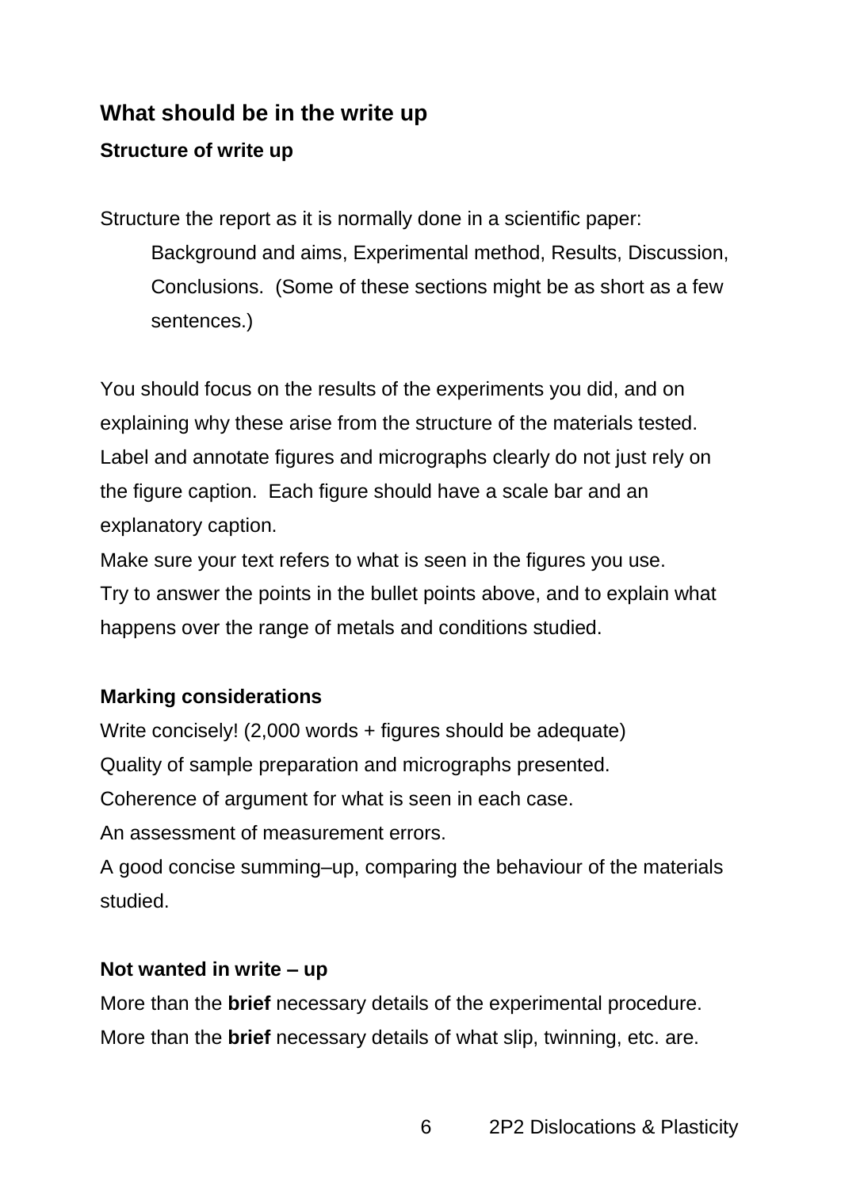## What should be in the write up

### Structure of write up

Structure the report as it is normally done in a scientific paper:

> Background and aims, Experimental method, Results, Discussion, Conclusions. (Some of these sections might be as short as a few sentences.)

You should focus on the results of the experiments you did, and on explaining why these arise from the structure of the materials tested. Label and annotate figures and micrographs clearly do not just rely on the figure caption. Each figure should have a scale bar and an explanatory caption.
Make sure your text refers to what is seen in the figures you use.
Try to answer the points in the bullet points above, and to explain what happens over the range of metals and conditions studied.

### Marking considerations

Write concisely! (2,000 words + figures should be adequate)
Quality of sample preparation and micrographs presented.
Coherence of argument for what is seen in each case.
An assessment of measurement errors.
A good concise summing–up, comparing the behaviour of the materials studied.

### Not wanted in write – up

More than the **brief** necessary details of the experimental procedure.
More than the **brief** necessary details of what slip, twinning, etc. are.